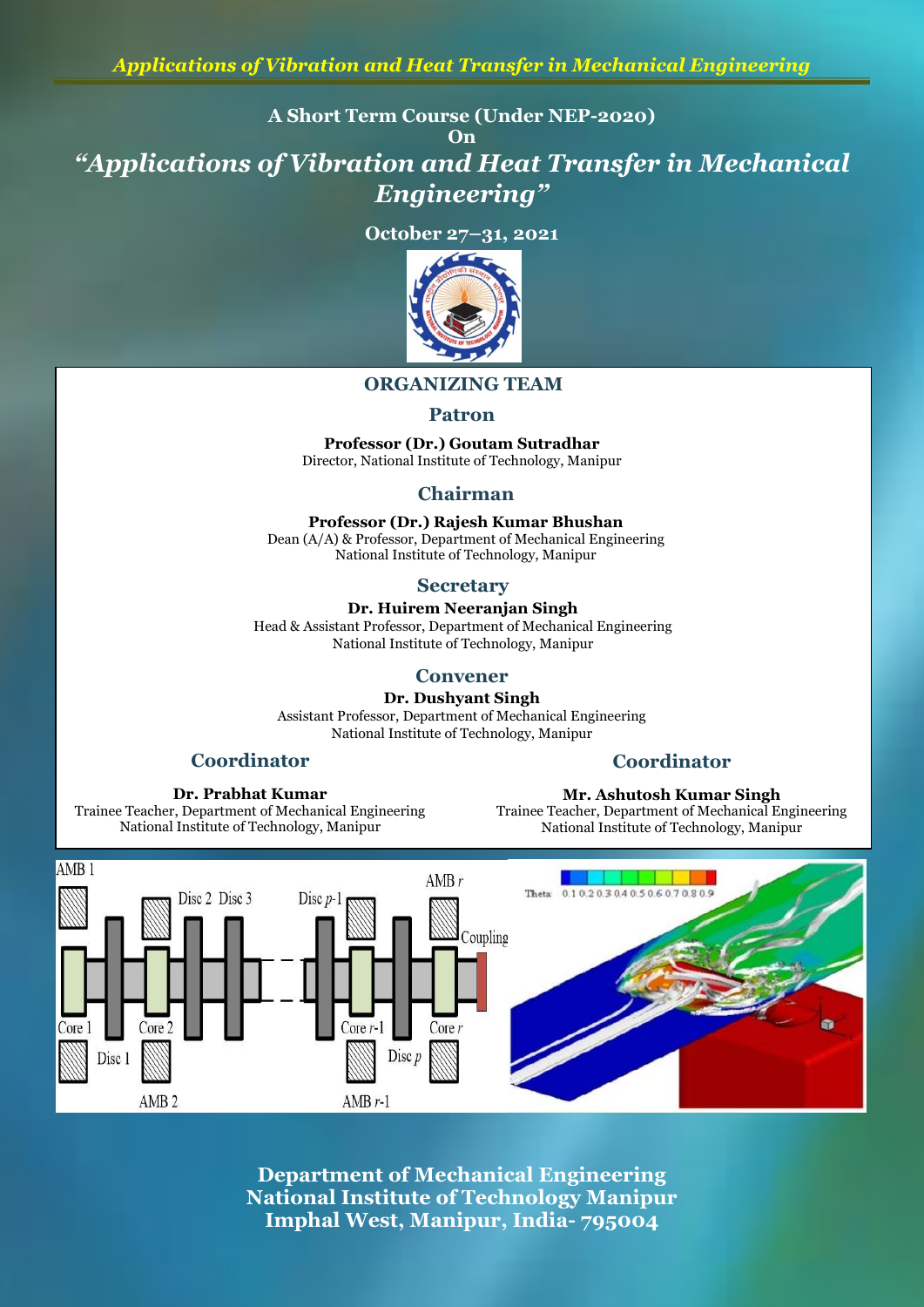A Short Term Course (Under NEP-2020)

On

# *"Applications of Vibration and Heat Transfer in Mechanical Engineering"*

**October 27–31, 2021**

## ORGANIZING TEAM

### Patron

**Professor (Dr.) Goutam Sutradhar**
Director, National Institute of Technology, Manipur

### Chairman

**Professor (Dr.) Rajesh Kumar Bhushan**
Dean (A/A) & Professor, Department of Mechanical Engineering
National Institute of Technology, Manipur

### Secretary

**Dr. Huirem Neeranjan Singh**
Head & Assistant Professor, Department of Mechanical Engineering
National Institute of Technology, Manipur

### Convener

**Dr. Dushyant Singh**
Assistant Professor, Department of Mechanical Engineering
National Institute of Technology, Manipur

### Coordinator

**Dr. Prabhat Kumar**
Trainee Teacher, Department of Mechanical Engineering
National Institute of Technology, Manipur

### Coordinator

**Mr. Ashutosh Kumar Singh**
Trainee Teacher, Department of Mechanical Engineering
National Institute of Technology, Manipur

**Department of Mechanical Engineering**
**National Institute of Technology Manipur**
**Imphal West, Manipur, India- 795004**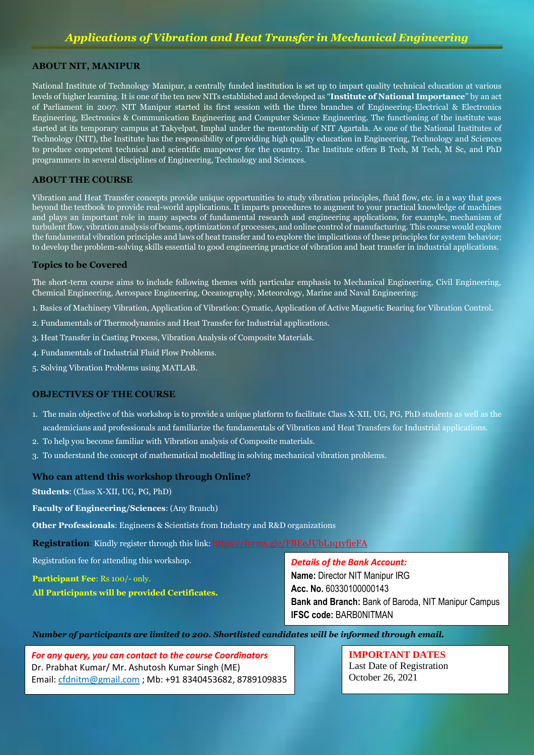# *Applications of Vibration and Heat Transfer in Mechanical Engineering*

## ABOUT NIT, MANIPUR

National Institute of Technology Manipur, a centrally funded institution is set up to impart quality technical education at various levels of higher learning. It is one of the ten new NITs established and developed as "**Institute of National Importance**" by an act of Parliament in 2007. NIT Manipur started its first session with the three branches of Engineering-Electrical & Electronics Engineering, Electronics & Communication Engineering and Computer Science Engineering. The functioning of the institute was started at its temporary campus at Takyelpat, Imphal under the mentorship of NIT Agartala. As one of the National Institutes of Technology (NIT), the Institute has the responsibility of providing high quality education in Engineering, Technology and Sciences to produce competent technical and scientific manpower for the country. The Institute offers B Tech, M Tech, M Sc, and PhD programmers in several disciplines of Engineering, Technology and Sciences.

## ABOUT THE COURSE

Vibration and Heat Transfer concepts provide unique opportunities to study vibration principles, fluid flow, etc. in a way that goes beyond the textbook to provide real-world applications. It imparts procedures to augment to your practical knowledge of machines and plays an important role in many aspects of fundamental research and engineering applications, for example, mechanism of turbulent flow, vibration analysis of beams, optimization of processes, and online control of manufacturing. This course would explore the fundamental vibration principles and laws of heat transfer and to explore the implications of these principles for system behavior; to develop the problem-solving skills essential to good engineering practice of vibration and heat transfer in industrial applications.

### Topics to be Covered

The short-term course aims to include following themes with particular emphasis to Mechanical Engineering, Civil Engineering, Chemical Engineering, Aerospace Engineering, Oceanography, Meteorology, Marine and Naval Engineering:

1. Basics of Machinery Vibration, Application of Vibration: Cymatic, Application of Active Magnetic Bearing for Vibration Control.
2. Fundamentals of Thermodynamics and Heat Transfer for Industrial applications.
3. Heat Transfer in Casting Process, Vibration Analysis of Composite Materials.
4. Fundamentals of Industrial Fluid Flow Problems.
5. Solving Vibration Problems using MATLAB.

## OBJECTIVES OF THE COURSE

1. The main objective of this workshop is to provide a unique platform to facilitate Class X-XII, UG, PG, PhD students as well as the academicians and professionals and familiarize the fundamentals of Vibration and Heat Transfers for Industrial applications.
2. To help you become familiar with Vibration analysis of Composite materials.
3. To understand the concept of mathematical modelling in solving mechanical vibration problems.

### Who can attend this workshop through Online?

**Students**: (Class X-XII, UG, PG, PhD)

**Faculty of Engineering/Sciences**: (Any Branch)

**Other Professionals**: Engineers & Scientists from Industry and R&D organizations

**Registration**: Kindly register through this link: https://forms.gle/FBEeJUbL1q1yfjeFA

Registration fee for attending this workshop.

**Participant Fee**: Rs 100/- only.

**All Participants will be provided Certificates.**

***Details of the Bank Account:***
**Name:** Director NIT Manipur IRG
**Acc. No.** 60330100000143
**Bank and Branch:** Bank of Baroda, NIT Manipur Campus
**IFSC code:** BARB0NITMAN

***Number of participants are limited to 200. Shortlisted candidates will be informed through email.***

*For any query, you can contact to the course Coordinators*
Dr. Prabhat Kumar/ Mr. Ashutosh Kumar Singh (ME)
Email: cfdnitm@gmail.com ; Mb: +91 8340453682, 8789109835

**IMPORTANT DATES**
Last Date of Registration
October 26, 2021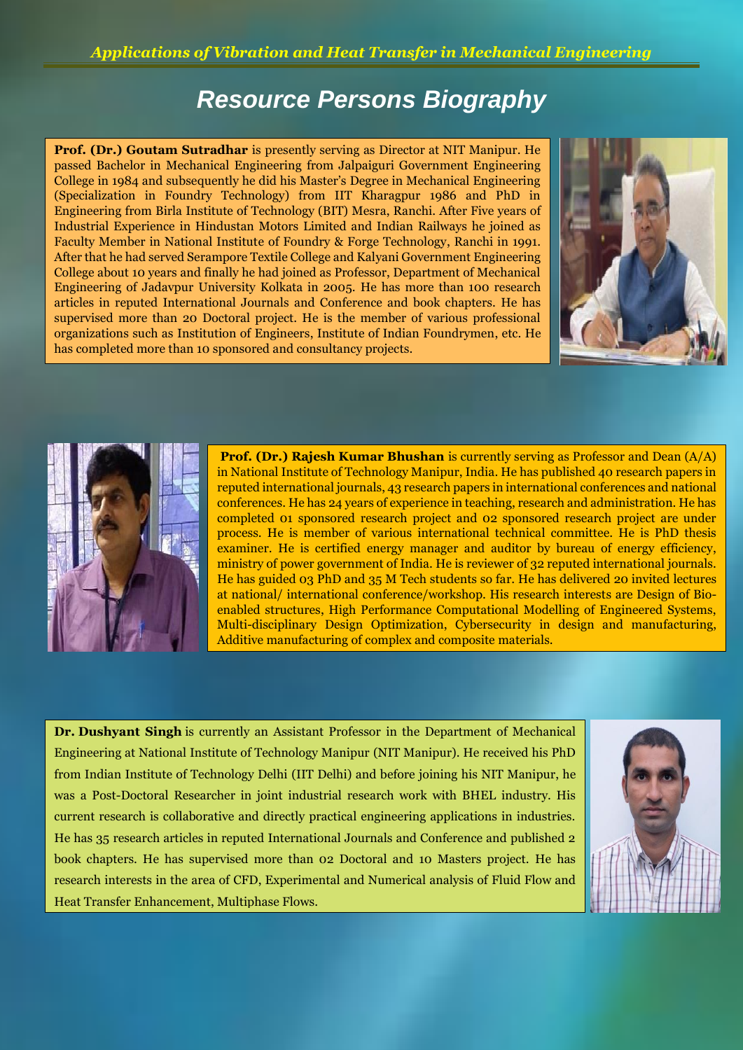# Resource Persons Biography

**Prof. (Dr.) Goutam Sutradhar** is presently serving as Director at NIT Manipur. He passed Bachelor in Mechanical Engineering from Jalpaiguri Government Engineering College in 1984 and subsequently he did his Master's Degree in Mechanical Engineering (Specialization in Foundry Technology) from IIT Kharagpur 1986 and PhD in Engineering from Birla Institute of Technology (BIT) Mesra, Ranchi. After Five years of Industrial Experience in Hindustan Motors Limited and Indian Railways he joined as Faculty Member in National Institute of Foundry & Forge Technology, Ranchi in 1991. After that he had served Serampore Textile College and Kalyani Government Engineering College about 10 years and finally he had joined as Professor, Department of Mechanical Engineering of Jadavpur University Kolkata in 2005. He has more than 100 research articles in reputed International Journals and Conference and book chapters. He has supervised more than 20 Doctoral project. He is the member of various professional organizations such as Institution of Engineers, Institute of Indian Foundrymen, etc. He has completed more than 10 sponsored and consultancy projects.

**Prof. (Dr.) Rajesh Kumar Bhushan** is currently serving as Professor and Dean (A/A) in National Institute of Technology Manipur, India. He has published 40 research papers in reputed international journals, 43 research papers in international conferences and national conferences. He has 24 years of experience in teaching, research and administration. He has completed 01 sponsored research project and 02 sponsored research project are under process. He is member of various international technical committee. He is PhD thesis examiner. He is certified energy manager and auditor by bureau of energy efficiency, ministry of power government of India. He is reviewer of 32 reputed international journals. He has guided 03 PhD and 35 M Tech students so far. He has delivered 20 invited lectures at national/ international conference/workshop. His research interests are Design of Bio-enabled structures, High Performance Computational Modelling of Engineered Systems, Multi-disciplinary Design Optimization, Cybersecurity in design and manufacturing, Additive manufacturing of complex and composite materials.

**Dr. Dushyant Singh** is currently an Assistant Professor in the Department of Mechanical Engineering at National Institute of Technology Manipur (NIT Manipur). He received his PhD from Indian Institute of Technology Delhi (IIT Delhi) and before joining his NIT Manipur, he was a Post-Doctoral Researcher in joint industrial research work with BHEL industry. His current research is collaborative and directly practical engineering applications in industries. He has 35 research articles in reputed International Journals and Conference and published 2 book chapters. He has supervised more than 02 Doctoral and 10 Masters project. He has research interests in the area of CFD, Experimental and Numerical analysis of Fluid Flow and Heat Transfer Enhancement, Multiphase Flows.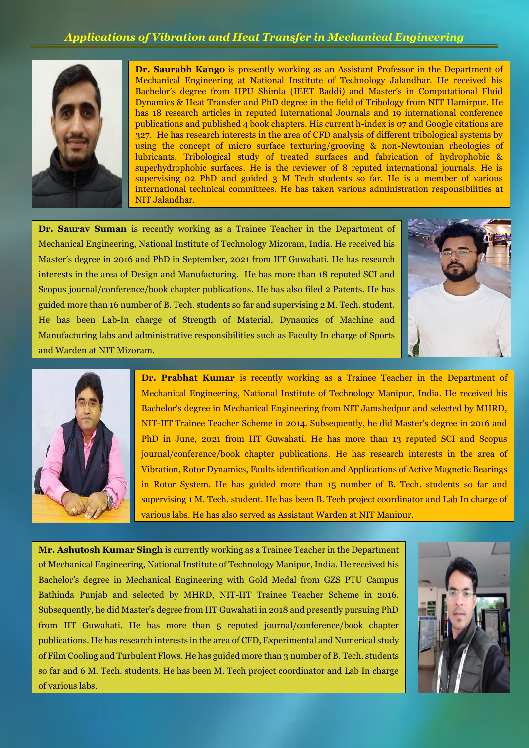*Applications of Vibration and Heat Transfer in Mechanical Engineering*

**Dr. Saurabh Kango** is presently working as an Assistant Professor in the Department of Mechanical Engineering at National Institute of Technology Jalandhar. He received his Bachelor's degree from HPU Shimla (IEET Baddi) and Master's in Computational Fluid Dynamics & Heat Transfer and PhD degree in the field of Tribology from NIT Hamirpur. He has 18 research articles in reputed International Journals and 19 international conference publications and published 4 book chapters. His current h-index is 07 and Google citations are 327. He has research interests in the area of CFD analysis of different tribological systems by using the concept of micro surface texturing/grooving & non-Newtonian rheologies of lubricants, Tribological study of treated surfaces and fabrication of hydrophobic & superhydrophobic surfaces. He is the reviewer of 8 reputed international journals. He is supervising 02 PhD and guided 3 M Tech students so far. He is a member of various international technical committees. He has taken various administration responsibilities at NIT Jalandhar.

**Dr. Saurav Suman** is recently working as a Trainee Teacher in the Department of Mechanical Engineering, National Institute of Technology Mizoram, India. He received his Master's degree in 2016 and PhD in September, 2021 from IIT Guwahati. He has research interests in the area of Design and Manufacturing. He has more than 18 reputed SCI and Scopus journal/conference/book chapter publications. He has also filed 2 Patents. He has guided more than 16 number of B. Tech. students so far and supervising 2 M. Tech. student. He has been Lab-In charge of Strength of Material, Dynamics of Machine and Manufacturing labs and administrative responsibilities such as Faculty In charge of Sports and Warden at NIT Mizoram.

**Dr. Prabhat Kumar** is recently working as a Trainee Teacher in the Department of Mechanical Engineering, National Institute of Technology Manipur, India. He received his Bachelor's degree in Mechanical Engineering from NIT Jamshedpur and selected by MHRD, NIT-IIT Trainee Teacher Scheme in 2014. Subsequently, he did Master's degree in 2016 and PhD in June, 2021 from IIT Guwahati. He has more than 13 reputed SCI and Scopus journal/conference/book chapter publications. He has research interests in the area of Vibration, Rotor Dynamics, Faults identification and Applications of Active Magnetic Bearings in Rotor System. He has guided more than 15 number of B. Tech. students so far and supervising 1 M. Tech. student. He has been B. Tech project coordinator and Lab In charge of various labs. He has also served as Assistant Warden at NIT Manipur.

**Mr. Ashutosh Kumar Singh** is currently working as a Trainee Teacher in the Department of Mechanical Engineering, National Institute of Technology Manipur, India. He received his Bachelor's degree in Mechanical Engineering with Gold Medal from GZS PTU Campus Bathinda Punjab and selected by MHRD, NIT-IIT Trainee Teacher Scheme in 2016. Subsequently, he did Master's degree from IIT Guwahati in 2018 and presently pursuing PhD from IIT Guwahati. He has more than 5 reputed journal/conference/book chapter publications. He has research interests in the area of CFD, Experimental and Numerical study of Film Cooling and Turbulent Flows. He has guided more than 3 number of B. Tech. students so far and 6 M. Tech. students. He has been M. Tech project coordinator and Lab In charge of various labs.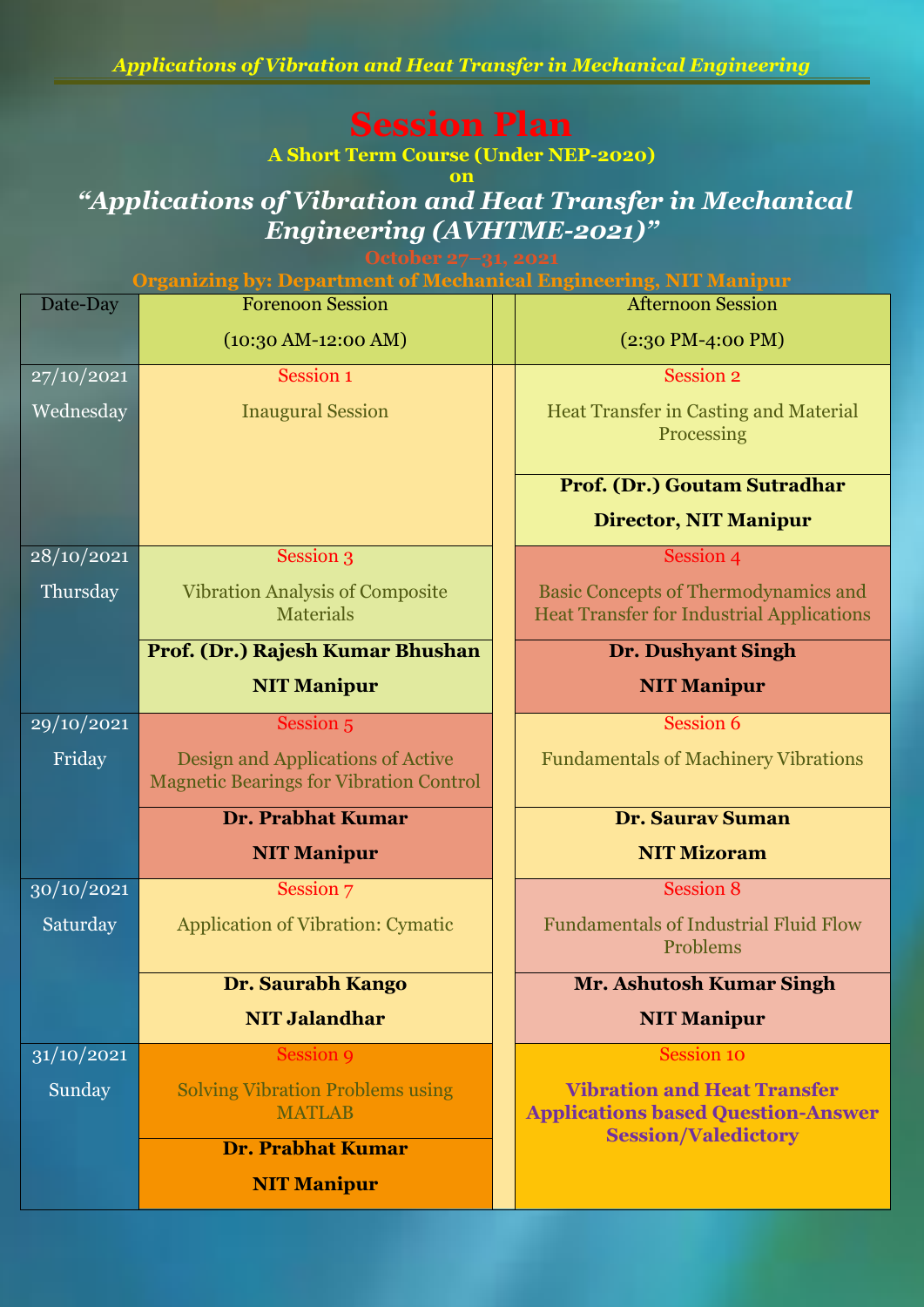*Applications of Vibration and Heat Transfer in Mechanical Engineering*

# Session Plan

**A Short Term Course (Under NEP-2020)**

**on**

## *"Applications of Vibration and Heat Transfer in Mechanical Engineering (AVHTME-2021)"*

**October 27–31, 2021**

**Organizing by: Department of Mechanical Engineering, NIT Manipur**

| Date-Day | Forenoon Session (10:30 AM-12:00 AM) | | Afternoon Session (2:30 PM-4:00 PM) |
|---|---|---|---|
| 27/10/2021 Wednesday | Session 1<br>Inaugural Session | | Session 2<br>Heat Transfer in Casting and Material Processing<br>**Prof. (Dr.) Goutam Sutradhar**<br>**Director, NIT Manipur** |
| 28/10/2021 Thursday | Session 3<br>Vibration Analysis of Composite Materials<br>**Prof. (Dr.) Rajesh Kumar Bhushan**<br>**NIT Manipur** | | Session 4<br>Basic Concepts of Thermodynamics and Heat Transfer for Industrial Applications<br>**Dr. Dushyant Singh**<br>**NIT Manipur** |
| 29/10/2021 Friday | Session 5<br>Design and Applications of Active Magnetic Bearings for Vibration Control<br>**Dr. Prabhat Kumar**<br>**NIT Manipur** | | Session 6<br>Fundamentals of Machinery Vibrations<br>**Dr. Saurav Suman**<br>**NIT Mizoram** |
| 30/10/2021 Saturday | Session 7<br>Application of Vibration: Cymatic<br>**Dr. Saurabh Kango**<br>**NIT Jalandhar** | | Session 8<br>Fundamentals of Industrial Fluid Flow Problems<br>**Mr. Ashutosh Kumar Singh**<br>**NIT Manipur** |
| 31/10/2021 Sunday | Session 9<br>Solving Vibration Problems using MATLAB<br>**Dr. Prabhat Kumar**<br>**NIT Manipur** | | Session 10<br>**Vibration and Heat Transfer Applications based Question-Answer Session/Valedictory** |